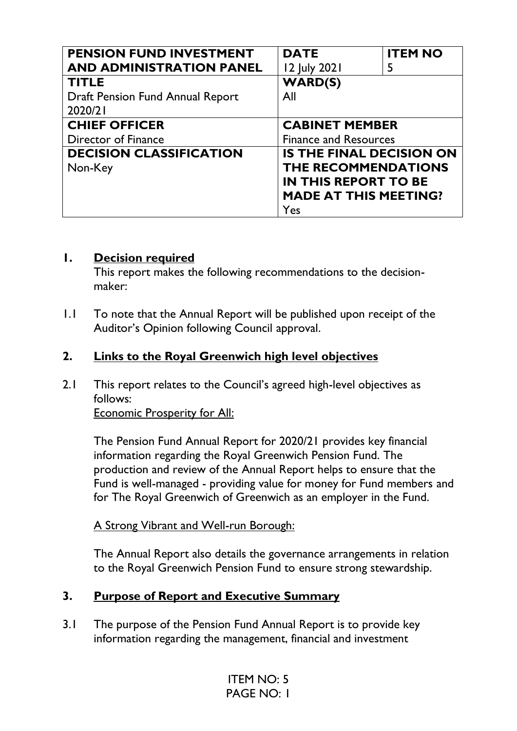| PENSION FUND INVESTMENT AND ADMINISTRATION PANEL | DATE 12 July 2021 | ITEM NO 5 |
|---|---|---|
| **TITLE** Draft Pension Fund Annual Report 2020/21 | **WARD(S)** All | |
| **CHIEF OFFICER** Director of Finance | **CABINET MEMBER** Finance and Resources | |
| **DECISION CLASSIFICATION** Non-Key | **IS THE FINAL DECISION ON THE RECOMMENDATIONS IN THIS REPORT TO BE MADE AT THIS MEETING?** Yes | |

## 1. Decision required

This report makes the following recommendations to the decision-maker:

1.1 To note that the Annual Report will be published upon receipt of the Auditor's Opinion following Council approval.

## 2. Links to the Royal Greenwich high level objectives

2.1 This report relates to the Council's agreed high-level objectives as follows:

Economic Prosperity for All:

The Pension Fund Annual Report for 2020/21 provides key financial information regarding the Royal Greenwich Pension Fund. The production and review of the Annual Report helps to ensure that the Fund is well-managed - providing value for money for Fund members and for The Royal Greenwich of Greenwich as an employer in the Fund.

A Strong Vibrant and Well-run Borough:

The Annual Report also details the governance arrangements in relation to the Royal Greenwich Pension Fund to ensure strong stewardship.

## 3. Purpose of Report and Executive Summary

3.1 The purpose of the Pension Fund Annual Report is to provide key information regarding the management, financial and investment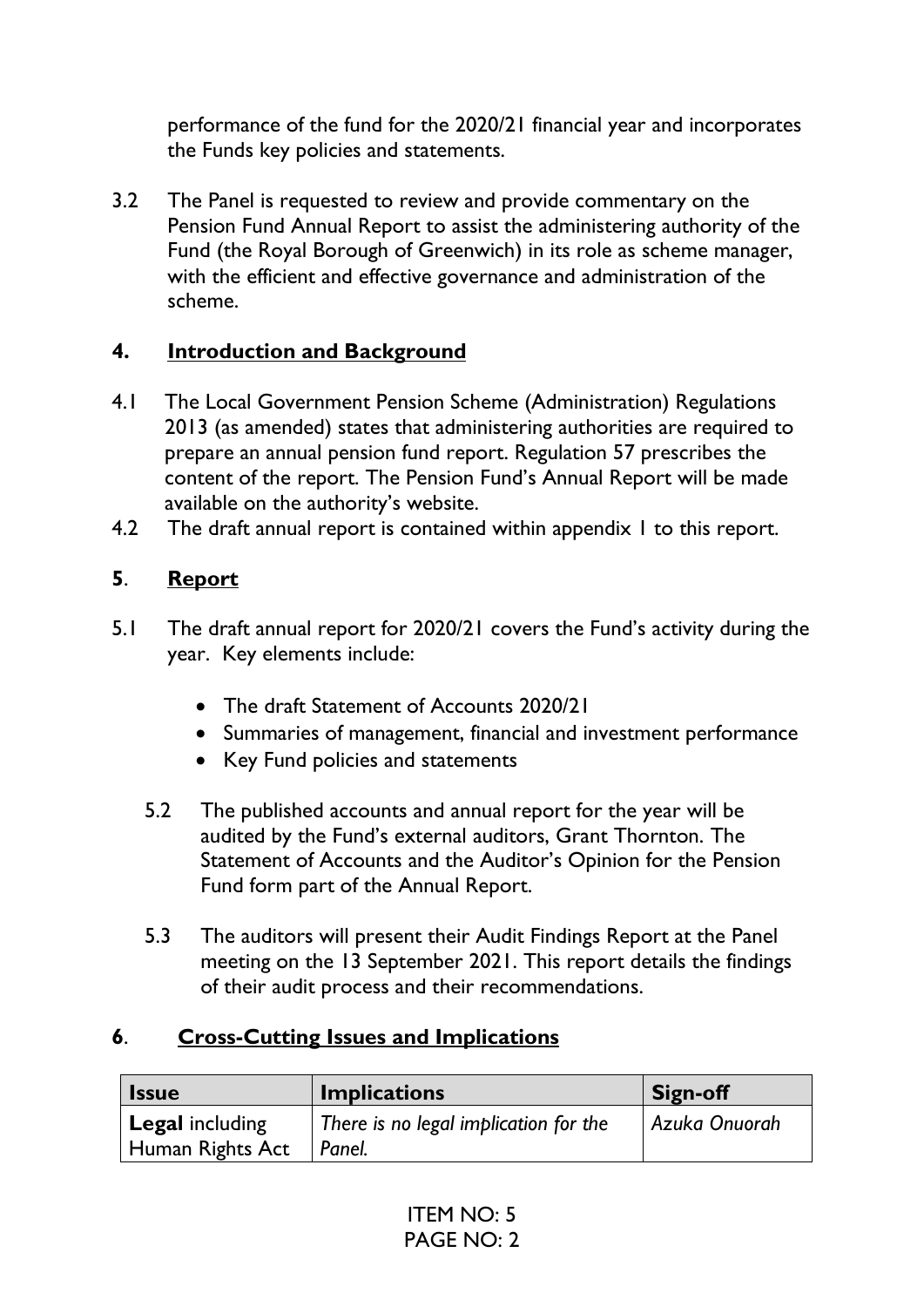performance of the fund for the 2020/21 financial year and incorporates the Funds key policies and statements.

3.2 The Panel is requested to review and provide commentary on the Pension Fund Annual Report to assist the administering authority of the Fund (the Royal Borough of Greenwich) in its role as scheme manager, with the efficient and effective governance and administration of the scheme.

## 4. Introduction and Background

4.1 The Local Government Pension Scheme (Administration) Regulations 2013 (as amended) states that administering authorities are required to prepare an annual pension fund report. Regulation 57 prescribes the content of the report. The Pension Fund's Annual Report will be made available on the authority's website.

4.2 The draft annual report is contained within appendix 1 to this report.

## 5. Report

5.1 The draft annual report for 2020/21 covers the Fund's activity during the year. Key elements include:

- The draft Statement of Accounts 2020/21
- Summaries of management, financial and investment performance
- Key Fund policies and statements

5.2 The published accounts and annual report for the year will be audited by the Fund's external auditors, Grant Thornton. The Statement of Accounts and the Auditor's Opinion for the Pension Fund form part of the Annual Report.

5.3 The auditors will present their Audit Findings Report at the Panel meeting on the 13 September 2021. This report details the findings of their audit process and their recommendations.

## 6. Cross-Cutting Issues and Implications

| Issue | Implications | Sign-off |
|---|---|---|
| **Legal** including Human Rights Act | *There is no legal implication for the Panel.* | *Azuka Onuorah* |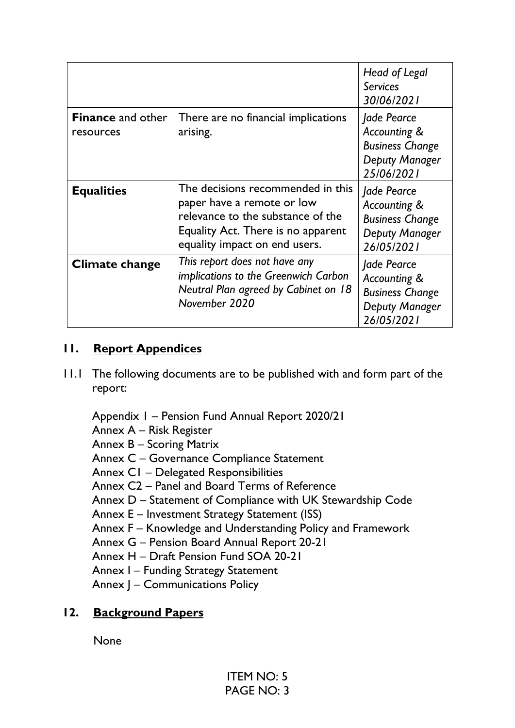| | | |
|---|---|---|
| | | *Head of Legal Services 30/06/2021* |
| **Finance** and other resources | There are no financial implications arising. | *Jade Pearce Accounting & Business Change Deputy Manager 25/06/2021* |
| **Equalities** | The decisions recommended in this paper have a remote or low relevance to the substance of the Equality Act. There is no apparent equality impact on end users. | *Jade Pearce Accounting & Business Change Deputy Manager 26/05/2021* |
| **Climate change** | *This report does not have any implications to the Greenwich Carbon Neutral Plan agreed by Cabinet on 18 November 2020* | *Jade Pearce Accounting & Business Change Deputy Manager 26/05/2021* |

## 11. Report Appendices

11.1 The following documents are to be published with and form part of the report:

Appendix 1 – Pension Fund Annual Report 2020/21
Annex A – Risk Register
Annex B – Scoring Matrix
Annex C – Governance Compliance Statement
Annex C1 – Delegated Responsibilities
Annex C2 – Panel and Board Terms of Reference
Annex D – Statement of Compliance with UK Stewardship Code
Annex E – Investment Strategy Statement (ISS)
Annex F – Knowledge and Understanding Policy and Framework
Annex G – Pension Board Annual Report 20-21
Annex H – Draft Pension Fund SOA 20-21
Annex I – Funding Strategy Statement
Annex J – Communications Policy

## 12. Background Papers

None

ITEM NO: 5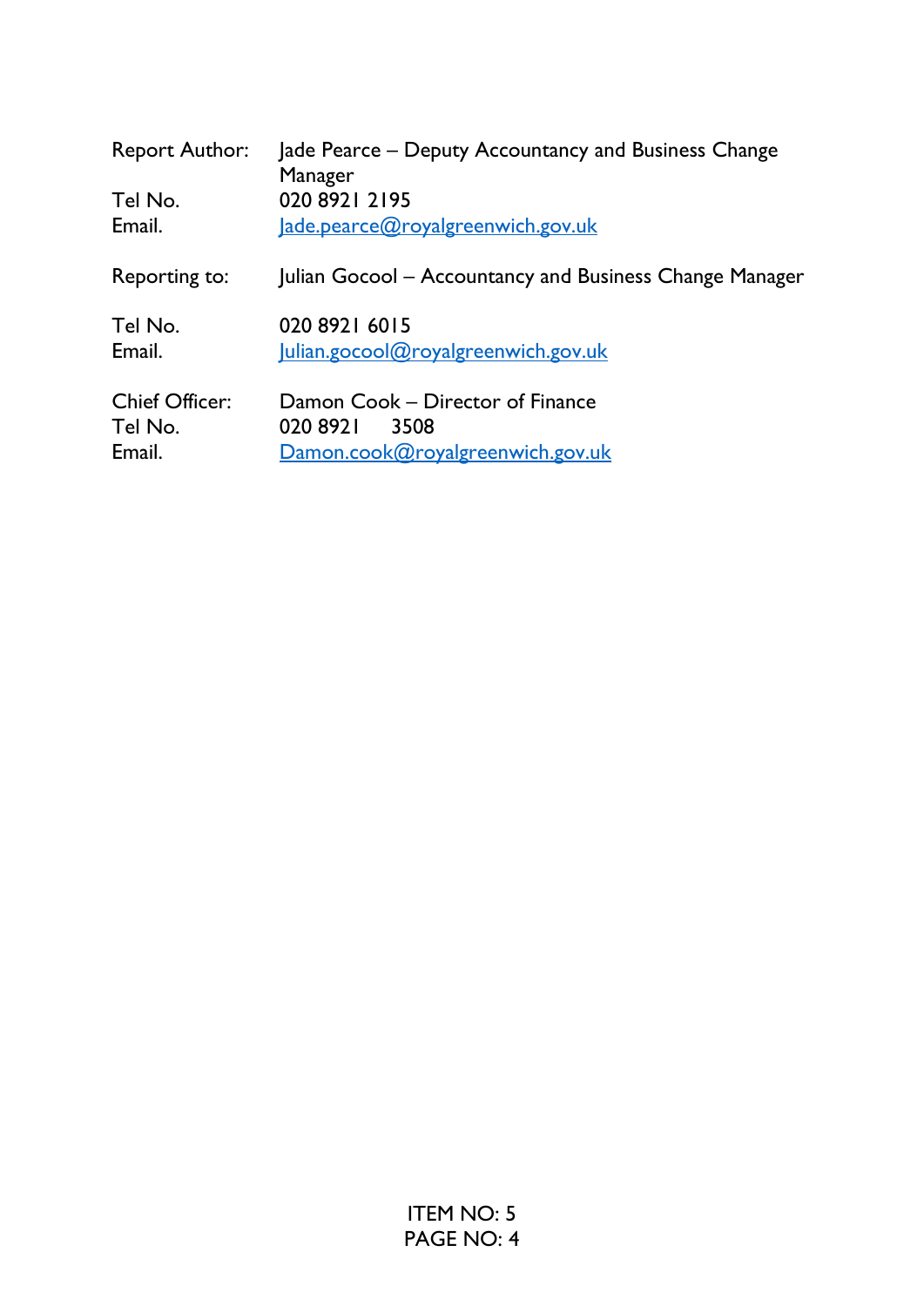| | |
|---|---|
| Report Author: | Jade Pearce – Deputy Accountancy and Business Change Manager |
| Tel No. | 020 8921 2195 |
| Email. | Jade.pearce@royalgreenwich.gov.uk |
| | |
| Reporting to: | Julian Gocool – Accountancy and Business Change Manager |
| | |
| Tel No. | 020 8921 6015 |
| Email. | Julian.gocool@royalgreenwich.gov.uk |
| | |
| Chief Officer: | Damon Cook – Director of Finance |
| Tel No. | 020 8921 3508 |
| Email. | Damon.cook@royalgreenwich.gov.uk |

ITEM NO: 5
PAGE NO: 4